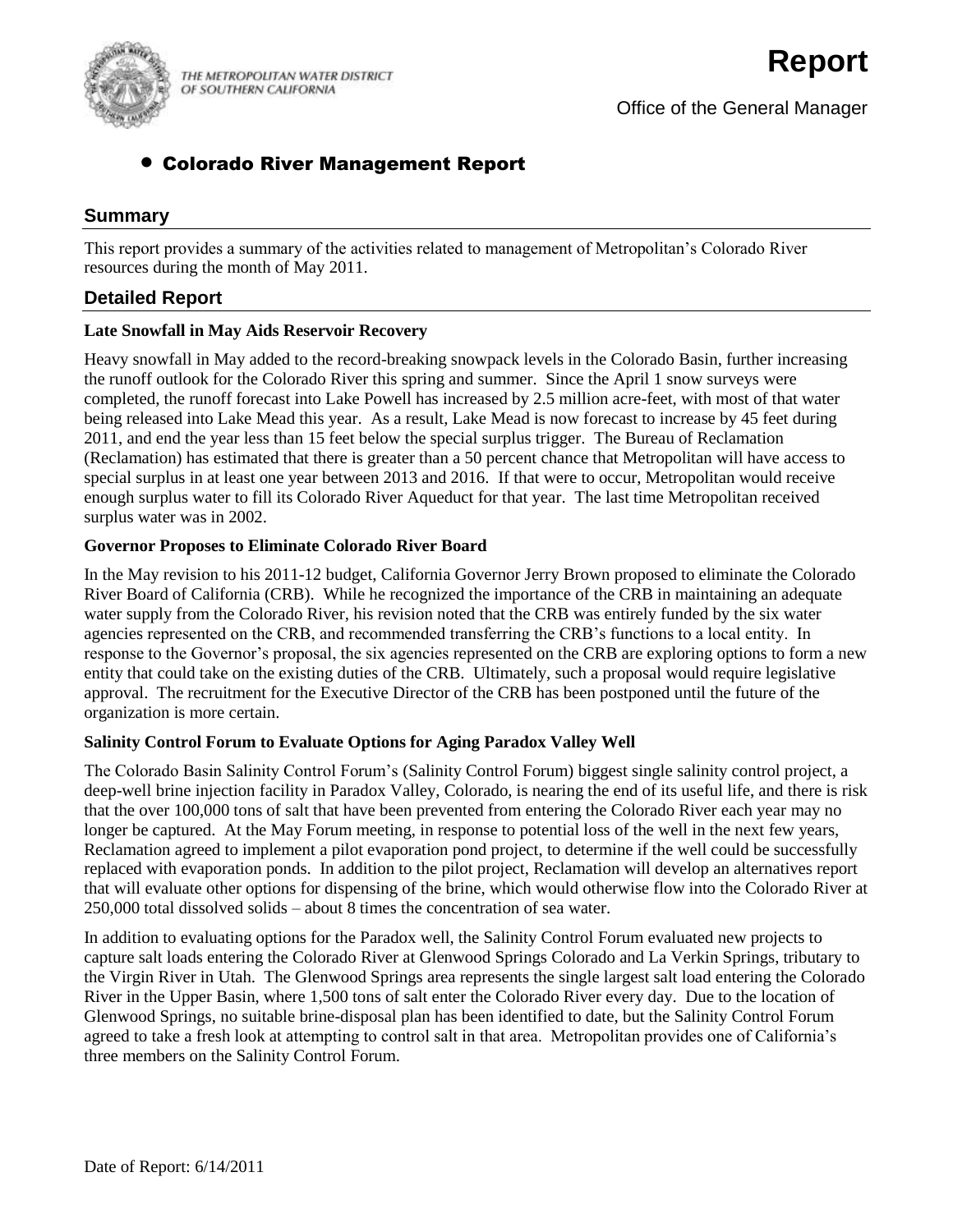THE METROPOLITAN WATER DISTRICT OF SOUTHERN CALIFORNIA

# Report

Office of the General Manager

## • Colorado River Management Report

## Summary

This report provides a summary of the activities related to management of Metropolitan's Colorado River resources during the month of May 2011.

## Detailed Report

### Late Snowfall in May Aids Reservoir Recovery

Heavy snowfall in May added to the record-breaking snowpack levels in the Colorado Basin, further increasing the runoff outlook for the Colorado River this spring and summer. Since the April 1 snow surveys were completed, the runoff forecast into Lake Powell has increased by 2.5 million acre-feet, with most of that water being released into Lake Mead this year. As a result, Lake Mead is now forecast to increase by 45 feet during 2011, and end the year less than 15 feet below the special surplus trigger. The Bureau of Reclamation (Reclamation) has estimated that there is greater than a 50 percent chance that Metropolitan will have access to special surplus in at least one year between 2013 and 2016. If that were to occur, Metropolitan would receive enough surplus water to fill its Colorado River Aqueduct for that year. The last time Metropolitan received surplus water was in 2002.

### Governor Proposes to Eliminate Colorado River Board

In the May revision to his 2011-12 budget, California Governor Jerry Brown proposed to eliminate the Colorado River Board of California (CRB). While he recognized the importance of the CRB in maintaining an adequate water supply from the Colorado River, his revision noted that the CRB was entirely funded by the six water agencies represented on the CRB, and recommended transferring the CRB's functions to a local entity. In response to the Governor's proposal, the six agencies represented on the CRB are exploring options to form a new entity that could take on the existing duties of the CRB. Ultimately, such a proposal would require legislative approval. The recruitment for the Executive Director of the CRB has been postponed until the future of the organization is more certain.

### Salinity Control Forum to Evaluate Options for Aging Paradox Valley Well

The Colorado Basin Salinity Control Forum's (Salinity Control Forum) biggest single salinity control project, a deep-well brine injection facility in Paradox Valley, Colorado, is nearing the end of its useful life, and there is risk that the over 100,000 tons of salt that have been prevented from entering the Colorado River each year may no longer be captured. At the May Forum meeting, in response to potential loss of the well in the next few years, Reclamation agreed to implement a pilot evaporation pond project, to determine if the well could be successfully replaced with evaporation ponds. In addition to the pilot project, Reclamation will develop an alternatives report that will evaluate other options for dispensing of the brine, which would otherwise flow into the Colorado River at 250,000 total dissolved solids – about 8 times the concentration of sea water.

In addition to evaluating options for the Paradox well, the Salinity Control Forum evaluated new projects to capture salt loads entering the Colorado River at Glenwood Springs Colorado and La Verkin Springs, tributary to the Virgin River in Utah. The Glenwood Springs area represents the single largest salt load entering the Colorado River in the Upper Basin, where 1,500 tons of salt enter the Colorado River every day. Due to the location of Glenwood Springs, no suitable brine-disposal plan has been identified to date, but the Salinity Control Forum agreed to take a fresh look at attempting to control salt in that area. Metropolitan provides one of California's three members on the Salinity Control Forum.

Date of Report: 6/14/2011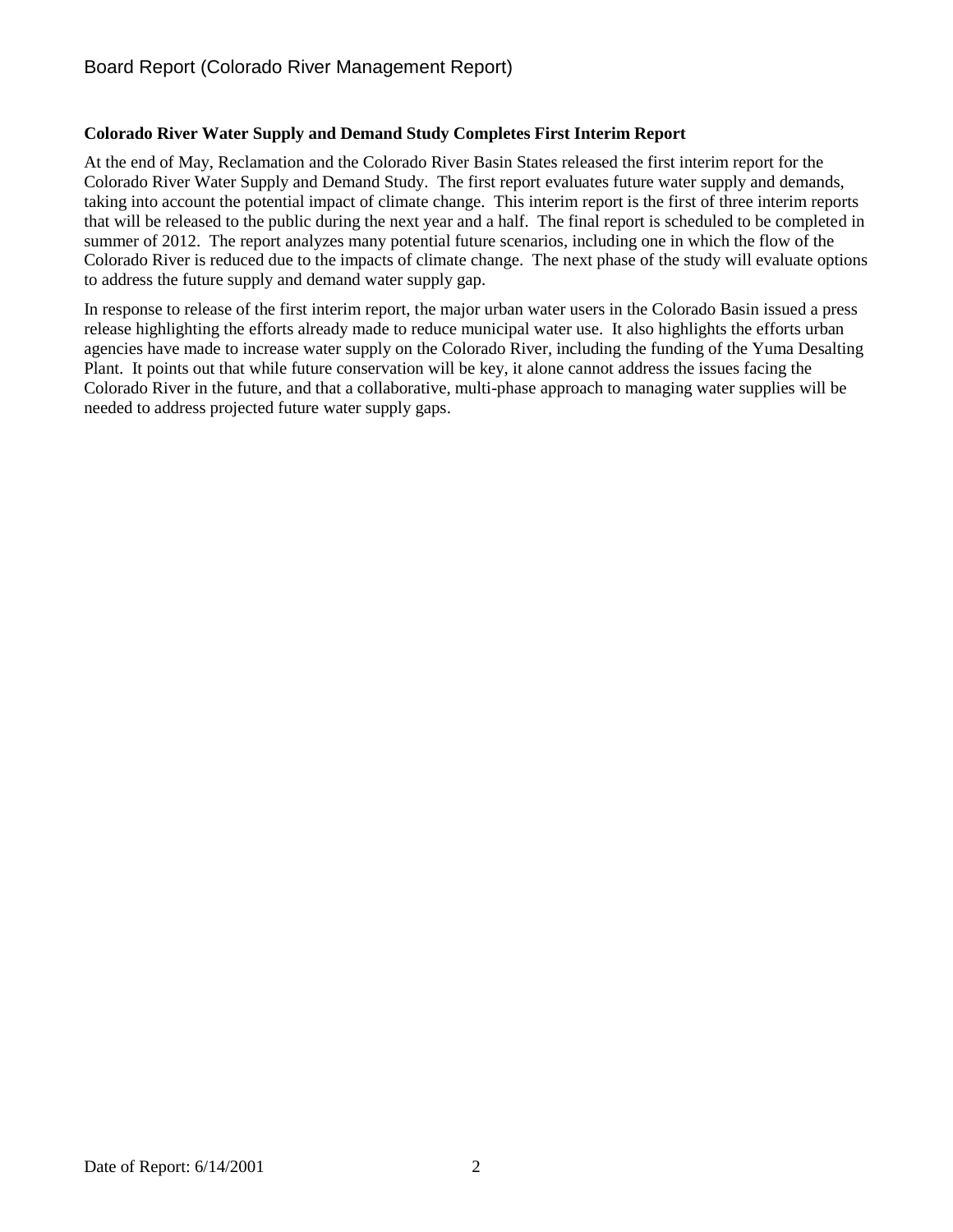**Colorado River Water Supply and Demand Study Completes First Interim Report**

At the end of May, Reclamation and the Colorado River Basin States released the first interim report for the Colorado River Water Supply and Demand Study. The first report evaluates future water supply and demands, taking into account the potential impact of climate change. This interim report is the first of three interim reports that will be released to the public during the next year and a half. The final report is scheduled to be completed in summer of 2012. The report analyzes many potential future scenarios, including one in which the flow of the Colorado River is reduced due to the impacts of climate change. The next phase of the study will evaluate options to address the future supply and demand water supply gap.

In response to release of the first interim report, the major urban water users in the Colorado Basin issued a press release highlighting the efforts already made to reduce municipal water use. It also highlights the efforts urban agencies have made to increase water supply on the Colorado River, including the funding of the Yuma Desalting Plant. It points out that while future conservation will be key, it alone cannot address the issues facing the Colorado River in the future, and that a collaborative, multi-phase approach to managing water supplies will be needed to address projected future water supply gaps.